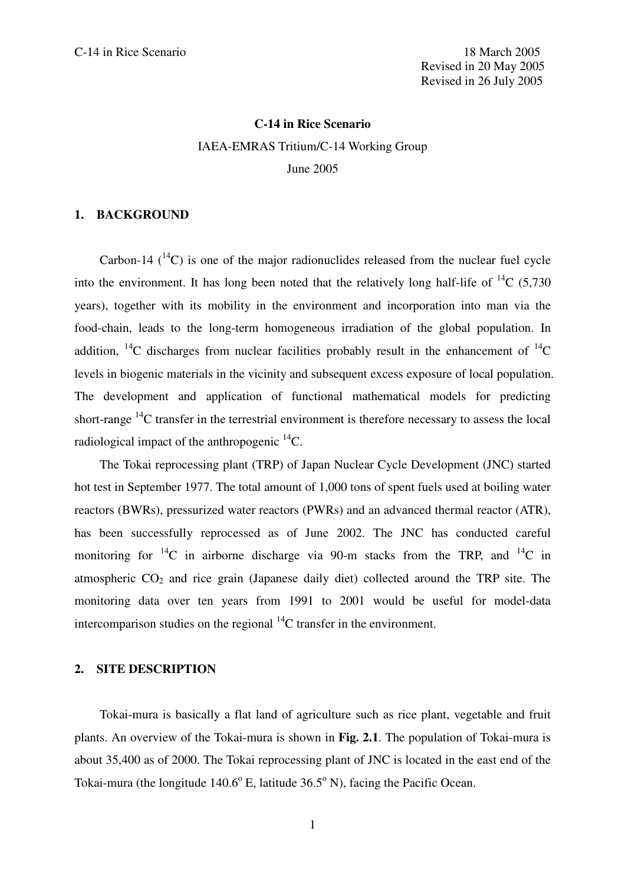C-14 in Rice Scenario

18 March 2005
Revised in 20 May 2005
Revised in 26 July 2005

# C-14 in Rice Scenario

IAEA-EMRAS Tritium/C-14 Working Group

June 2005

## 1. BACKGROUND

Carbon-14 ($^{14}C$) is one of the major radionuclides released from the nuclear fuel cycle into the environment. It has long been noted that the relatively long half-life of $^{14}C$ (5,730 years), together with its mobility in the environment and incorporation into man via the food-chain, leads to the long-term homogeneous irradiation of the global population. In addition, $^{14}C$ discharges from nuclear facilities probably result in the enhancement of $^{14}C$ levels in biogenic materials in the vicinity and subsequent excess exposure of local population. The development and application of functional mathematical models for predicting short-range $^{14}C$ transfer in the terrestrial environment is therefore necessary to assess the local radiological impact of the anthropogenic $^{14}C$.

The Tokai reprocessing plant (TRP) of Japan Nuclear Cycle Development (JNC) started hot test in September 1977. The total amount of 1,000 tons of spent fuels used at boiling water reactors (BWRs), pressurized water reactors (PWRs) and an advanced thermal reactor (ATR), has been successfully reprocessed as of June 2002. The JNC has conducted careful monitoring for $^{14}C$ in airborne discharge via 90-m stacks from the TRP, and $^{14}C$ in atmospheric $CO_2$ and rice grain (Japanese daily diet) collected around the TRP site. The monitoring data over ten years from 1991 to 2001 would be useful for model-data intercomparison studies on the regional $^{14}C$ transfer in the environment.

## 2. SITE DESCRIPTION

Tokai-mura is basically a flat land of agriculture such as rice plant, vegetable and fruit plants. An overview of the Tokai-mura is shown in **Fig. 2.1**. The population of Tokai-mura is about 35,400 as of 2000. The Tokai reprocessing plant of JNC is located in the east end of the Tokai-mura (the longitude 140.6° E, latitude 36.5° N), facing the Pacific Ocean.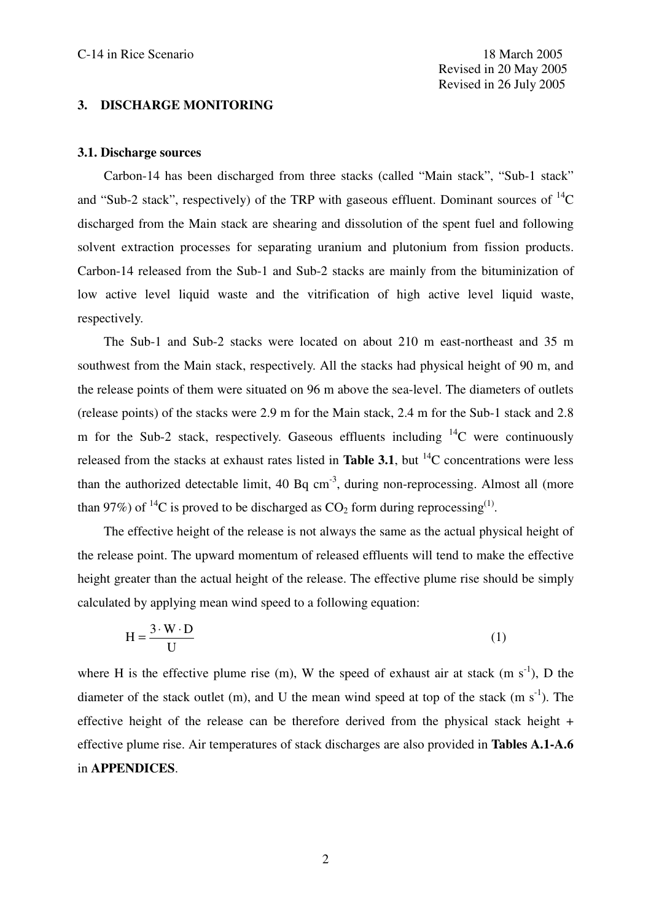## 3. DISCHARGE MONITORING

### 3.1. Discharge sources

Carbon-14 has been discharged from three stacks (called “Main stack”, “Sub-1 stack” and “Sub-2 stack”, respectively) of the TRP with gaseous effluent. Dominant sources of $^{14}C$ discharged from the Main stack are shearing and dissolution of the spent fuel and following solvent extraction processes for separating uranium and plutonium from fission products. Carbon-14 released from the Sub-1 and Sub-2 stacks are mainly from the bituminization of low active level liquid waste and the vitrification of high active level liquid waste, respectively.

The Sub-1 and Sub-2 stacks were located on about 210 m east-northeast and 35 m southwest from the Main stack, respectively. All the stacks had physical height of 90 m, and the release points of them were situated on 96 m above the sea-level. The diameters of outlets (release points) of the stacks were 2.9 m for the Main stack, 2.4 m for the Sub-1 stack and 2.8 m for the Sub-2 stack, respectively. Gaseous effluents including $^{14}C$ were continuously released from the stacks at exhaust rates listed in **Table 3.1**, but $^{14}C$ concentrations were less than the authorized detectable limit, 40 Bq cm$^{-3}$, during non-reprocessing. Almost all (more than 97%) of $^{14}C$ is proved to be discharged as $CO_2$ form during reprocessing(1).

The effective height of the release is not always the same as the actual physical height of the release point. The upward momentum of released effluents will tend to make the effective height greater than the actual height of the release. The effective plume rise should be simply calculated by applying mean wind speed to a following equation:

$$H = \frac{3 \cdot W \cdot D}{U} \tag{1}$$

where H is the effective plume rise (m), W the speed of exhaust air at stack (m s$^{-1}$), D the diameter of the stack outlet (m), and U the mean wind speed at top of the stack (m s$^{-1}$). The effective height of the release can be therefore derived from the physical stack height + effective plume rise. Air temperatures of stack discharges are also provided in **Tables A.1-A.6** in **APPENDICES**.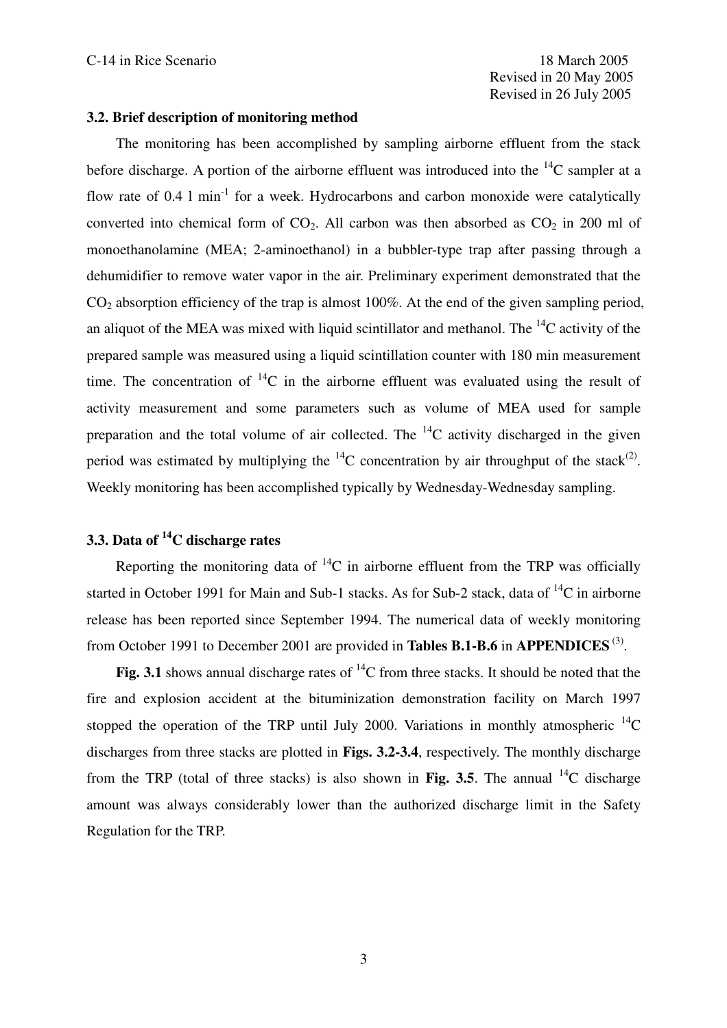### 3.2. Brief description of monitoring method

The monitoring has been accomplished by sampling airborne effluent from the stack before discharge. A portion of the airborne effluent was introduced into the $^{14}C$ sampler at a flow rate of 0.4 l $min^{-1}$ for a week. Hydrocarbons and carbon monoxide were catalytically converted into chemical form of $CO_2$. All carbon was then absorbed as $CO_2$ in 200 ml of monoethanolamine (MEA; 2-aminoethanol) in a bubbler-type trap after passing through a dehumidifier to remove water vapor in the air. Preliminary experiment demonstrated that the $CO_2$ absorption efficiency of the trap is almost 100%. At the end of the given sampling period, an aliquot of the MEA was mixed with liquid scintillator and methanol. The $^{14}C$ activity of the prepared sample was measured using a liquid scintillation counter with 180 min measurement time. The concentration of $^{14}C$ in the airborne effluent was evaluated using the result of activity measurement and some parameters such as volume of MEA used for sample preparation and the total volume of air collected. The $^{14}C$ activity discharged in the given period was estimated by multiplying the $^{14}C$ concentration by air throughput of the stack(2). Weekly monitoring has been accomplished typically by Wednesday-Wednesday sampling.

### 3.3. Data of $^{14}C$ discharge rates

Reporting the monitoring data of $^{14}C$ in airborne effluent from the TRP was officially started in October 1991 for Main and Sub-1 stacks. As for Sub-2 stack, data of $^{14}C$ in airborne release has been reported since September 1994. The numerical data of weekly monitoring from October 1991 to December 2001 are provided in **Tables B.1-B.6** in **APPENDICES** (3).

**Fig. 3.1** shows annual discharge rates of $^{14}C$ from three stacks. It should be noted that the fire and explosion accident at the bituminization demonstration facility on March 1997 stopped the operation of the TRP until July 2000. Variations in monthly atmospheric $^{14}C$ discharges from three stacks are plotted in **Figs. 3.2-3.4**, respectively. The monthly discharge from the TRP (total of three stacks) is also shown in **Fig. 3.5**. The annual $^{14}C$ discharge amount was always considerably lower than the authorized discharge limit in the Safety Regulation for the TRP.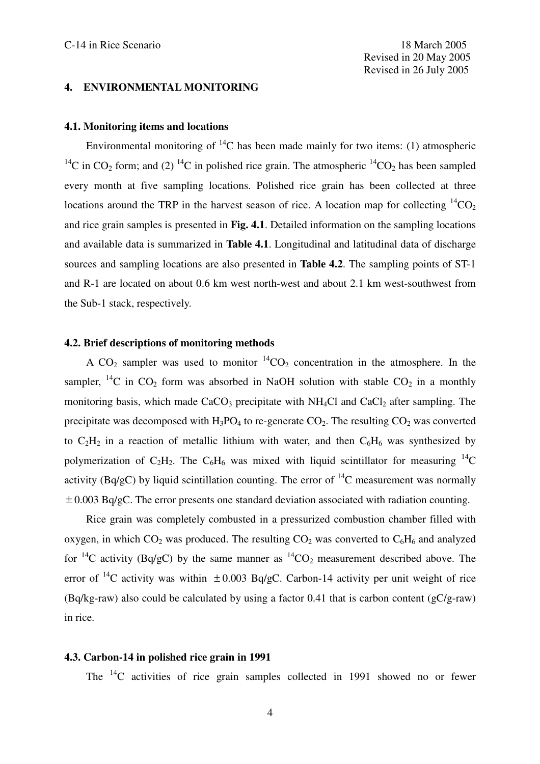## 4. ENVIRONMENTAL MONITORING

### 4.1. Monitoring items and locations

Environmental monitoring of $^{14}C$ has been made mainly for two items: (1) atmospheric $^{14}C$ in $CO_2$ form; and (2) $^{14}C$ in polished rice grain. The atmospheric $^{14}CO_2$ has been sampled every month at five sampling locations. Polished rice grain has been collected at three locations around the TRP in the harvest season of rice. A location map for collecting $^{14}CO_2$ and rice grain samples is presented in **Fig. 4.1**. Detailed information on the sampling locations and available data is summarized in **Table 4.1**. Longitudinal and latitudinal data of discharge sources and sampling locations are also presented in **Table 4.2**. The sampling points of ST-1 and R-1 are located on about 0.6 km west north-west and about 2.1 km west-southwest from the Sub-1 stack, respectively.

### 4.2. Brief descriptions of monitoring methods

A $CO_2$ sampler was used to monitor $^{14}CO_2$ concentration in the atmosphere. In the sampler, $^{14}C$ in $CO_2$ form was absorbed in NaOH solution with stable $CO_2$ in a monthly monitoring basis, which made $CaCO_3$ precipitate with $NH_4Cl$ and $CaCl_2$ after sampling. The precipitate was decomposed with $H_3PO_4$ to re-generate $CO_2$. The resulting $CO_2$ was converted to $C_2H_2$ in a reaction of metallic lithium with water, and then $C_6H_6$ was synthesized by polymerization of $C_2H_2$. The $C_6H_6$ was mixed with liquid scintillator for measuring $^{14}C$ activity (Bq/gC) by liquid scintillation counting. The error of $^{14}C$ measurement was normally $\pm 0.003$ Bq/gC. The error presents one standard deviation associated with radiation counting.

Rice grain was completely combusted in a pressurized combustion chamber filled with oxygen, in which $CO_2$ was produced. The resulting $CO_2$ was converted to $C_6H_6$ and analyzed for $^{14}C$ activity (Bq/gC) by the same manner as $^{14}CO_2$ measurement described above. The error of $^{14}C$ activity was within $\pm 0.003$ Bq/gC. Carbon-14 activity per unit weight of rice (Bq/kg-raw) also could be calculated by using a factor 0.41 that is carbon content (gC/g-raw) in rice.

### 4.3. Carbon-14 in polished rice grain in 1991

The $^{14}C$ activities of rice grain samples collected in 1991 showed no or fewer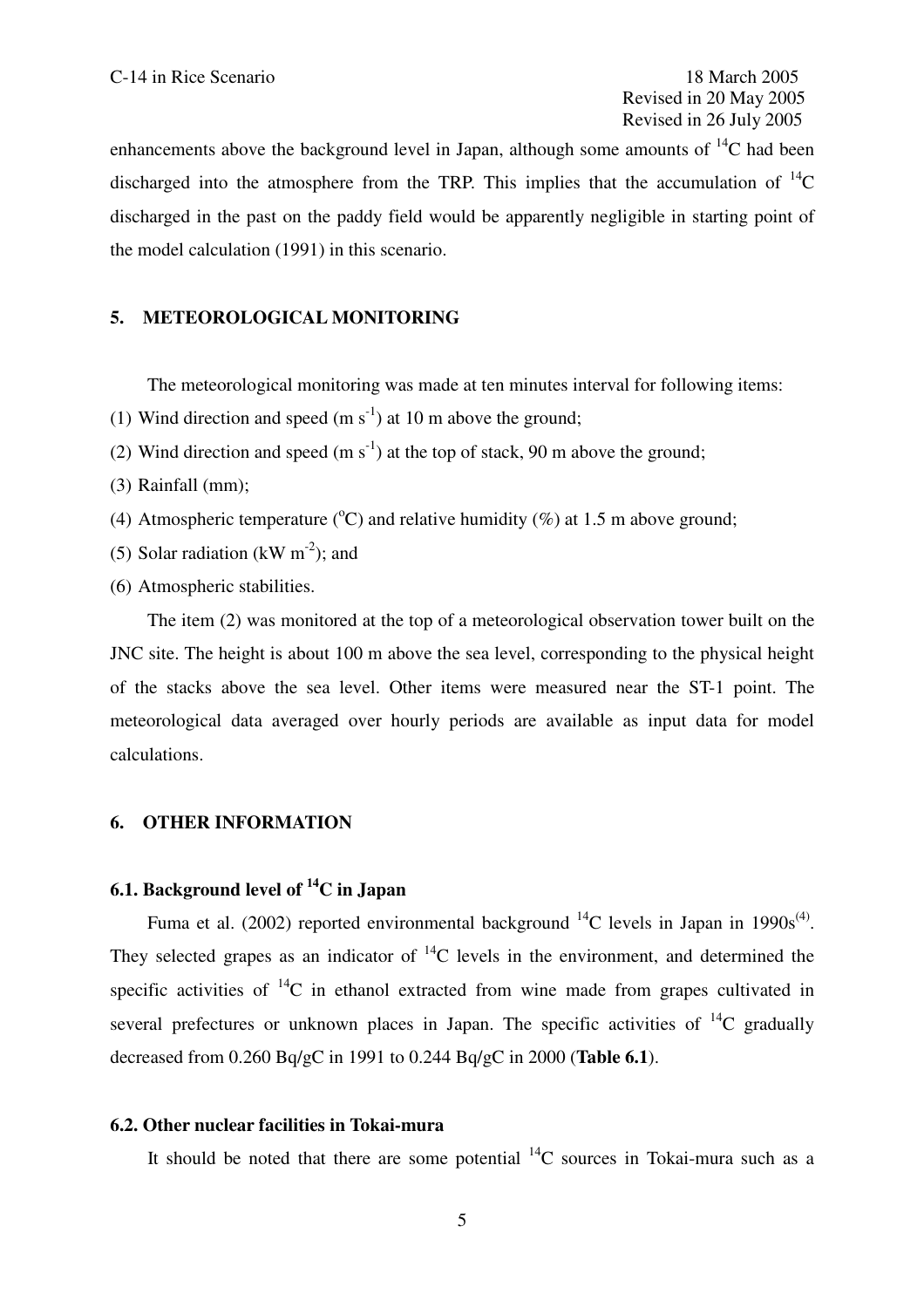enhancements above the background level in Japan, although some amounts of $^{14}C$ had been discharged into the atmosphere from the TRP. This implies that the accumulation of $^{14}C$ discharged in the past on the paddy field would be apparently negligible in starting point of the model calculation (1991) in this scenario.

## 5. METEOROLOGICAL MONITORING

The meteorological monitoring was made at ten minutes interval for following items:

(1) Wind direction and speed (m $s^{-1}$) at 10 m above the ground;

(2) Wind direction and speed (m $s^{-1}$) at the top of stack, 90 m above the ground;

(3) Rainfall (mm);

(4) Atmospheric temperature ($^{o}C$) and relative humidity (%) at 1.5 m above ground;

(5) Solar radiation (kW $m^{-2}$); and

(6) Atmospheric stabilities.

The item (2) was monitored at the top of a meteorological observation tower built on the JNC site. The height is about 100 m above the sea level, corresponding to the physical height of the stacks above the sea level. Other items were measured near the ST-1 point. The meteorological data averaged over hourly periods are available as input data for model calculations.

## 6. OTHER INFORMATION

### 6.1. Background level of $^{14}C$ in Japan

Fuma et al. (2002) reported environmental background $^{14}C$ levels in Japan in 1990s(4). They selected grapes as an indicator of $^{14}C$ levels in the environment, and determined the specific activities of $^{14}C$ in ethanol extracted from wine made from grapes cultivated in several prefectures or unknown places in Japan. The specific activities of $^{14}C$ gradually decreased from 0.260 Bq/gC in 1991 to 0.244 Bq/gC in 2000 (**Table 6.1**).

### 6.2. Other nuclear facilities in Tokai-mura

It should be noted that there are some potential $^{14}C$ sources in Tokai-mura such as a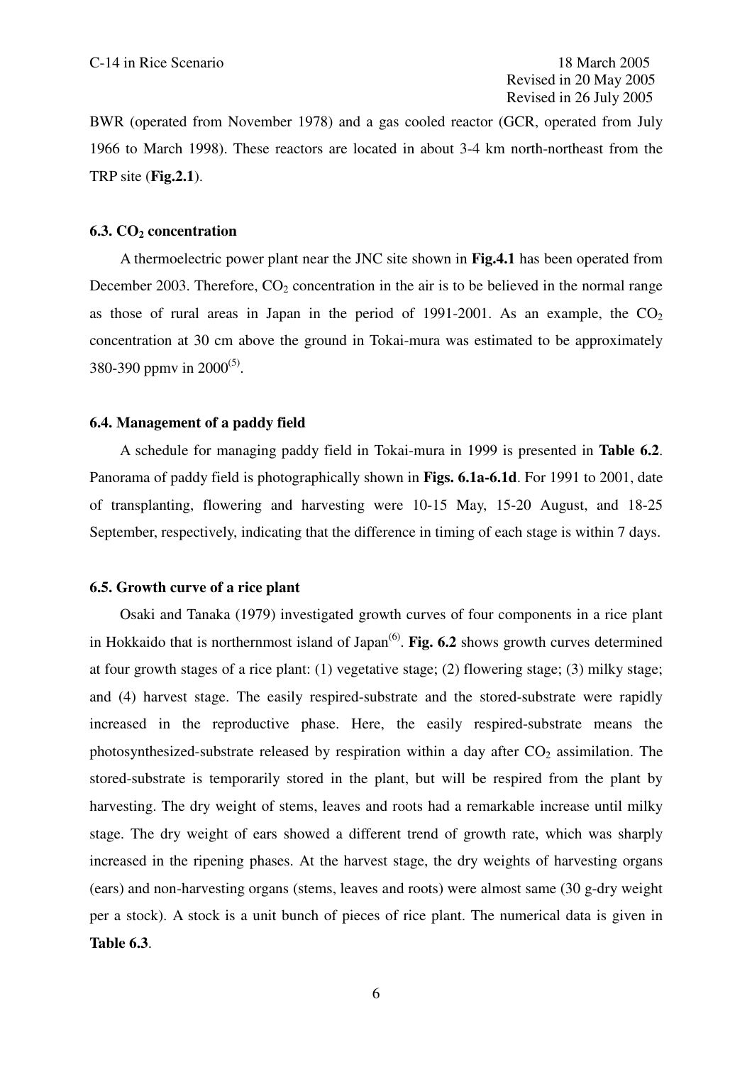BWR (operated from November 1978) and a gas cooled reactor (GCR, operated from July 1966 to March 1998). These reactors are located in about 3-4 km north-northeast from the TRP site (**Fig.2.1**).

### 6.3. $CO_2$ concentration

A thermoelectric power plant near the JNC site shown in **Fig.4.1** has been operated from December 2003. Therefore, $CO_2$ concentration in the air is to be believed in the normal range as those of rural areas in Japan in the period of 1991-2001. As an example, the $CO_2$ concentration at 30 cm above the ground in Tokai-mura was estimated to be approximately 380-390 ppmv in 2000[5].

### 6.4. Management of a paddy field

A schedule for managing paddy field in Tokai-mura in 1999 is presented in **Table 6.2**. Panorama of paddy field is photographically shown in **Figs. 6.1a-6.1d**. For 1991 to 2001, date of transplanting, flowering and harvesting were 10-15 May, 15-20 August, and 18-25 September, respectively, indicating that the difference in timing of each stage is within 7 days.

### 6.5. Growth curve of a rice plant

Osaki and Tanaka (1979) investigated growth curves of four components in a rice plant in Hokkaido that is northernmost island of Japan[6]. **Fig. 6.2** shows growth curves determined at four growth stages of a rice plant: (1) vegetative stage; (2) flowering stage; (3) milky stage; and (4) harvest stage. The easily respired-substrate and the stored-substrate were rapidly increased in the reproductive phase. Here, the easily respired-substrate means the photosynthesized-substrate released by respiration within a day after $CO_2$ assimilation. The stored-substrate is temporarily stored in the plant, but will be respired from the plant by harvesting. The dry weight of stems, leaves and roots had a remarkable increase until milky stage. The dry weight of ears showed a different trend of growth rate, which was sharply increased in the ripening phases. At the harvest stage, the dry weights of harvesting organs (ears) and non-harvesting organs (stems, leaves and roots) were almost same (30 g-dry weight per a stock). A stock is a unit bunch of pieces of rice plant. The numerical data is given in **Table 6.3**.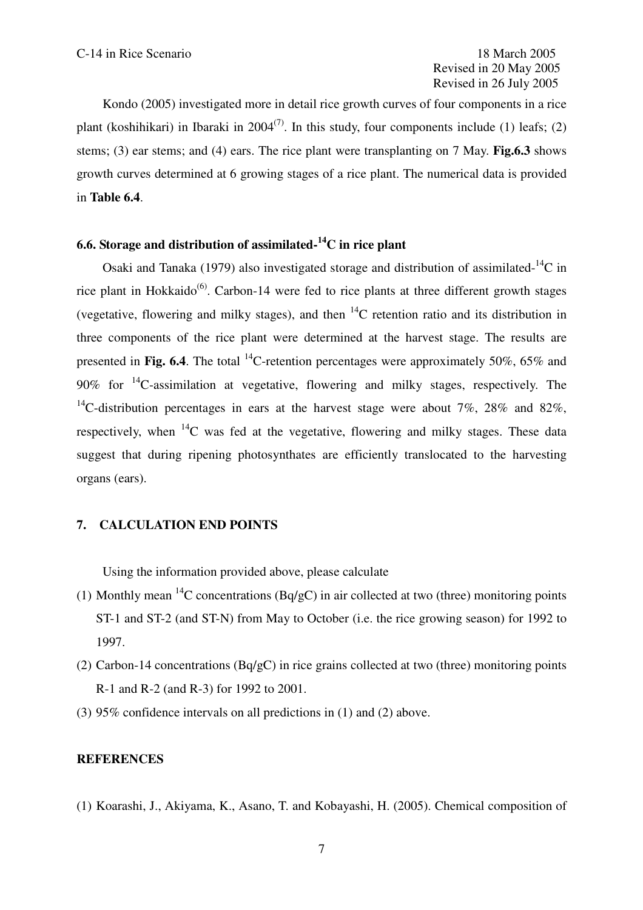Kondo (2005) investigated more in detail rice growth curves of four components in a rice plant (koshihikari) in Ibaraki in 2004[7]. In this study, four components include (1) leafs; (2) stems; (3) ear stems; and (4) ears. The rice plant were transplanting on 7 May. **Fig.6.3** shows growth curves determined at 6 growing stages of a rice plant. The numerical data is provided in **Table 6.4**.

### 6.6. Storage and distribution of assimilated-$^{14}$C in rice plant

Osaki and Tanaka (1979) also investigated storage and distribution of assimilated-$^{14}$C in rice plant in Hokkaido[6]. Carbon-14 were fed to rice plants at three different growth stages (vegetative, flowering and milky stages), and then $^{14}$C retention ratio and its distribution in three components of the rice plant were determined at the harvest stage. The results are presented in **Fig. 6.4**. The total $^{14}$C-retention percentages were approximately 50%, 65% and 90% for $^{14}$C-assimilation at vegetative, flowering and milky stages, respectively. The $^{14}$C-distribution percentages in ears at the harvest stage were about 7%, 28% and 82%, respectively, when $^{14}$C was fed at the vegetative, flowering and milky stages. These data suggest that during ripening photosynthates are efficiently translocated to the harvesting organs (ears).

## 7. CALCULATION END POINTS

Using the information provided above, please calculate

(1) Monthly mean $^{14}$C concentrations (Bq/gC) in air collected at two (three) monitoring points ST-1 and ST-2 (and ST-N) from May to October (i.e. the rice growing season) for 1992 to 1997.

(2) Carbon-14 concentrations (Bq/gC) in rice grains collected at two (three) monitoring points R-1 and R-2 (and R-3) for 1992 to 2001.

(3) 95% confidence intervals on all predictions in (1) and (2) above.

## REFERENCES

(1) Koarashi, J., Akiyama, K., Asano, T. and Kobayashi, H. (2005). Chemical composition of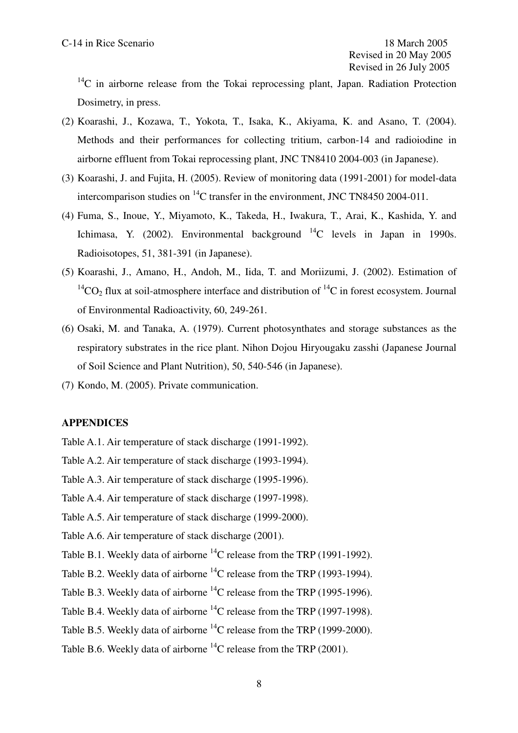$^{14}C$ in airborne release from the Tokai reprocessing plant, Japan. Radiation Protection Dosimetry, in press.

(2) Koarashi, J., Kozawa, T., Yokota, T., Isaka, K., Akiyama, K. and Asano, T. (2004). Methods and their performances for collecting tritium, carbon-14 and radioiodine in airborne effluent from Tokai reprocessing plant, JNC TN8410 2004-003 (in Japanese).

(3) Koarashi, J. and Fujita, H. (2005). Review of monitoring data (1991-2001) for model-data intercomparison studies on $^{14}C$ transfer in the environment, JNC TN8450 2004-011.

(4) Fuma, S., Inoue, Y., Miyamoto, K., Takeda, H., Iwakura, T., Arai, K., Kashida, Y. and Ichimasa, Y. (2002). Environmental background $^{14}C$ levels in Japan in 1990s. Radioisotopes, 51, 381-391 (in Japanese).

(5) Koarashi, J., Amano, H., Andoh, M., Iida, T. and Moriizumi, J. (2002). Estimation of $^{14}CO_2$ flux at soil-atmosphere interface and distribution of $^{14}C$ in forest ecosystem. Journal of Environmental Radioactivity, 60, 249-261.

(6) Osaki, M. and Tanaka, A. (1979). Current photosynthates and storage substances as the respiratory substrates in the rice plant. Nihon Dojou Hiryougaku zasshi (Japanese Journal of Soil Science and Plant Nutrition), 50, 540-546 (in Japanese).

(7) Kondo, M. (2005). Private communication.

**APPENDICES**

Table A.1. Air temperature of stack discharge (1991-1992).

Table A.2. Air temperature of stack discharge (1993-1994).

Table A.3. Air temperature of stack discharge (1995-1996).

Table A.4. Air temperature of stack discharge (1997-1998).

Table A.5. Air temperature of stack discharge (1999-2000).

Table A.6. Air temperature of stack discharge (2001).

Table B.1. Weekly data of airborne $^{14}C$ release from the TRP (1991-1992).

Table B.2. Weekly data of airborne $^{14}C$ release from the TRP (1993-1994).

Table B.3. Weekly data of airborne $^{14}C$ release from the TRP (1995-1996).

Table B.4. Weekly data of airborne $^{14}C$ release from the TRP (1997-1998).

Table B.5. Weekly data of airborne $^{14}C$ release from the TRP (1999-2000).

Table B.6. Weekly data of airborne $^{14}C$ release from the TRP (2001).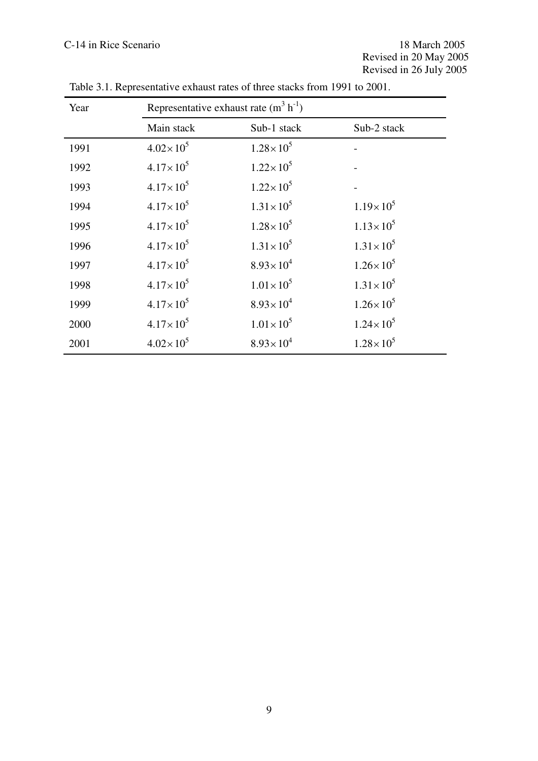Table 3.1. Representative exhaust rates of three stacks from 1991 to 2001.

| Year | Representative exhaust rate ($m^3\ h^{-1}$) | | |
|---|---|---|---|
| | Main stack | Sub-1 stack | Sub-2 stack |
| 1991 | $4.02\times 10^5$ | $1.28\times 10^5$ | - |
| 1992 | $4.17\times 10^5$ | $1.22\times 10^5$ | - |
| 1993 | $4.17\times 10^5$ | $1.22\times 10^5$ | - |
| 1994 | $4.17\times 10^5$ | $1.31\times 10^5$ | $1.19\times 10^5$ |
| 1995 | $4.17\times 10^5$ | $1.28\times 10^5$ | $1.13\times 10^5$ |
| 1996 | $4.17\times 10^5$ | $1.31\times 10^5$ | $1.31\times 10^5$ |
| 1997 | $4.17\times 10^5$ | $8.93\times 10^4$ | $1.26\times 10^5$ |
| 1998 | $4.17\times 10^5$ | $1.01\times 10^5$ | $1.31\times 10^5$ |
| 1999 | $4.17\times 10^5$ | $8.93\times 10^4$ | $1.26\times 10^5$ |
| 2000 | $4.17\times 10^5$ | $1.01\times 10^5$ | $1.24\times 10^5$ |
| 2001 | $4.02\times 10^5$ | $8.93\times 10^4$ | $1.28\times 10^5$ |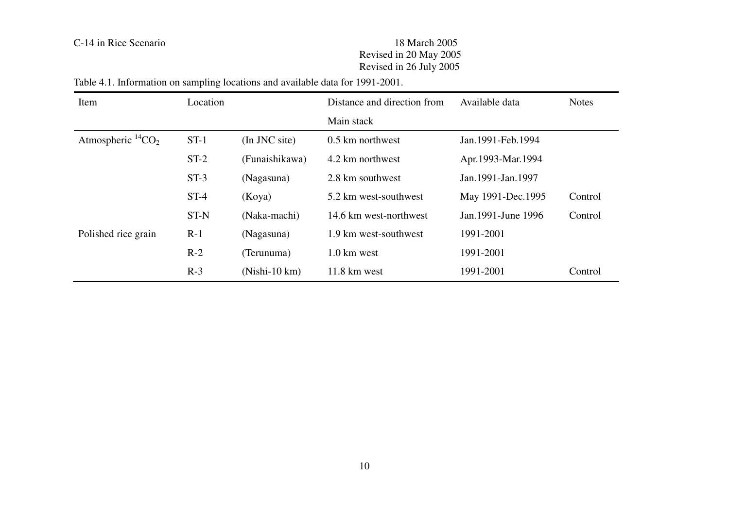Table 4.1. Information on sampling locations and available data for 1991-2001.

| Item | Location | | Distance and direction from Main stack | Available data | Notes |
|---|---|---|---|---|---|
| Atmospheric $^{14}CO_2$ | ST-1 | (In JNC site) | 0.5 km northwest | Jan.1991-Feb.1994 | |
| | ST-2 | (Funaishikawa) | 4.2 km northwest | Apr.1993-Mar.1994 | |
| | ST-3 | (Nagasuna) | 2.8 km southwest | Jan.1991-Jan.1997 | |
| | ST-4 | (Koya) | 5.2 km west-southwest | May 1991-Dec.1995 | Control |
| | ST-N | (Naka-machi) | 14.6 km west-northwest | Jan.1991-June 1996 | Control |
| Polished rice grain | R-1 | (Nagasuna) | 1.9 km west-southwest | 1991-2001 | |
| | R-2 | (Terunuma) | 1.0 km west | 1991-2001 | |
| | R-3 | (Nishi-10 km) | 11.8 km west | 1991-2001 | Control |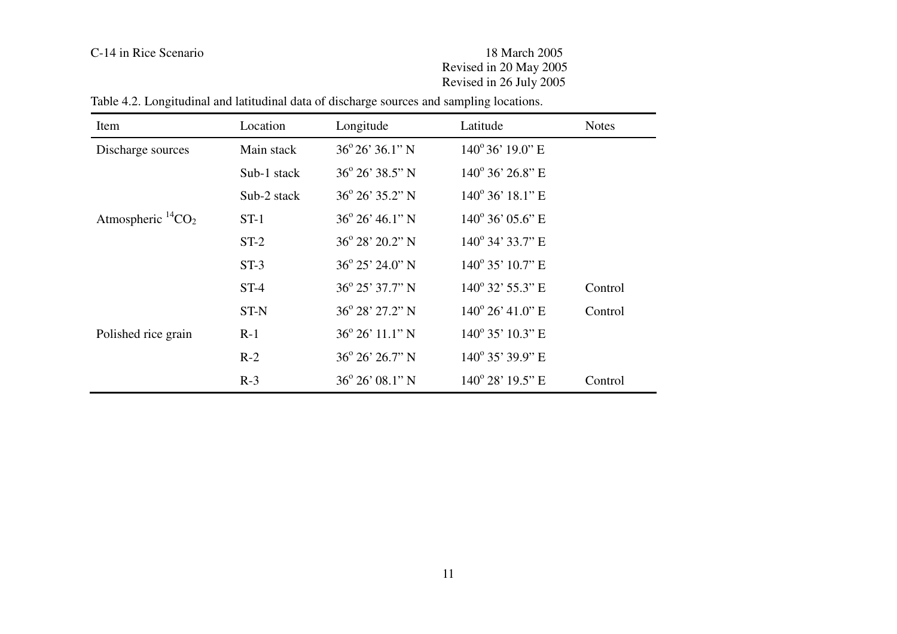Table 4.2. Longitudinal and latitudinal data of discharge sources and sampling locations.

| Item | Location | Longitude | Latitude | Notes |
|---|---|---|---|---|
| Discharge sources | Main stack | 36° 26' 36.1" N | 140° 36' 19.0" E | |
| | Sub-1 stack | 36° 26' 38.5" N | 140° 36' 26.8" E | |
| | Sub-2 stack | 36° 26' 35.2" N | 140° 36' 18.1" E | |
| Atmospheric $^{14}CO_2$ | ST-1 | 36° 26' 46.1" N | 140° 36' 05.6" E | |
| | ST-2 | 36° 28' 20.2" N | 140° 34' 33.7" E | |
| | ST-3 | 36° 25' 24.0" N | 140° 35' 10.7" E | |
| | ST-4 | 36° 25' 37.7" N | 140° 32' 55.3" E | Control |
| | ST-N | 36° 28' 27.2" N | 140° 26' 41.0" E | Control |
| Polished rice grain | R-1 | 36° 26' 11.1" N | 140° 35' 10.3" E | |
| | R-2 | 36° 26' 26.7" N | 140° 35' 39.9" E | |
| | R-3 | 36° 26' 08.1" N | 140° 28' 19.5" E | Control |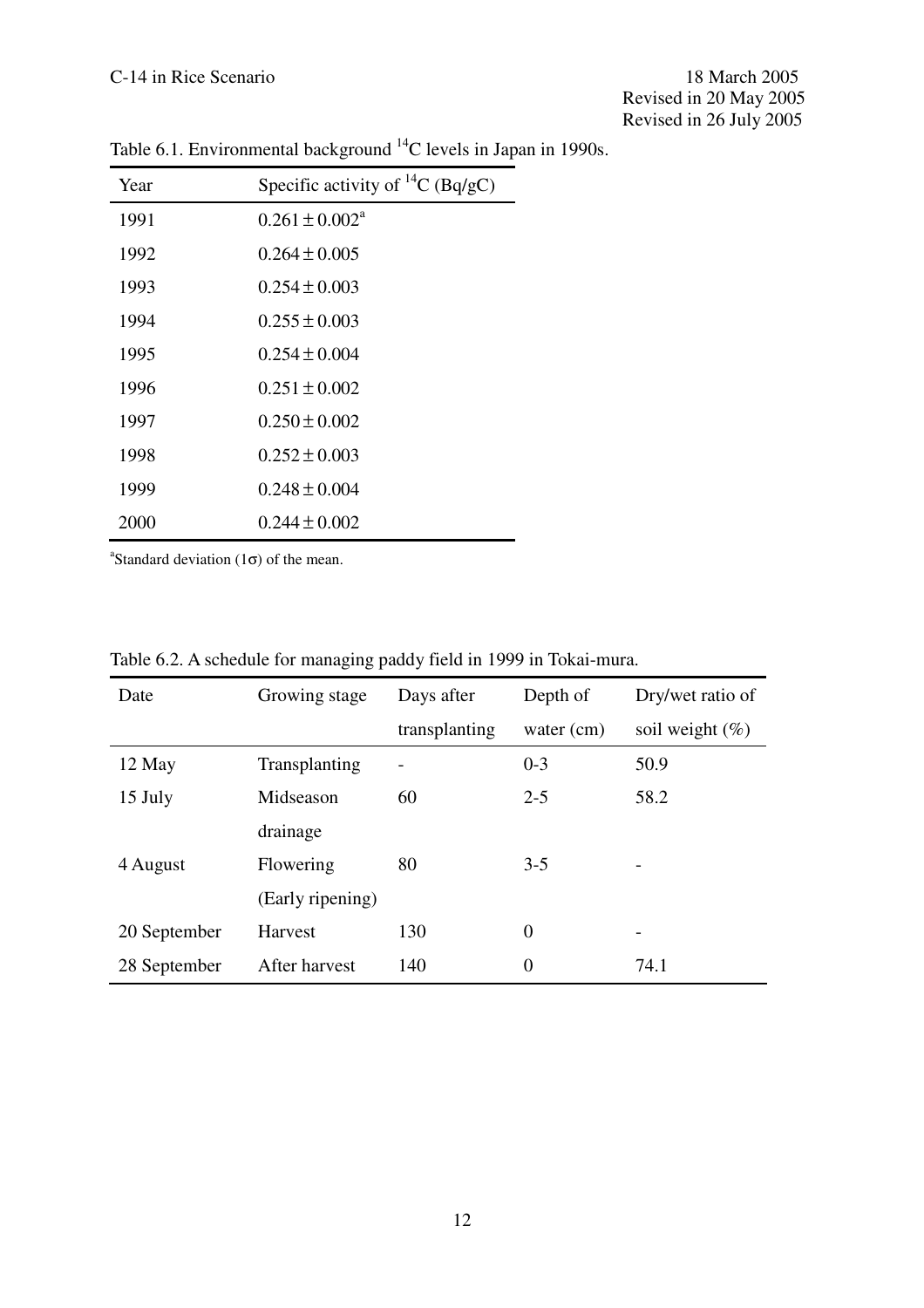Table 6.1. Environmental background $^{14}C$ levels in Japan in 1990s.

| Year | Specific activity of $^{14}C$ (Bq/gC) |
|---|---|
| 1991 | $0.261 \pm 0.002$[a] |
| 1992 | $0.264 \pm 0.005$ |
| 1993 | $0.254 \pm 0.003$ |
| 1994 | $0.255 \pm 0.003$ |
| 1995 | $0.254 \pm 0.004$ |
| 1996 | $0.251 \pm 0.002$ |
| 1997 | $0.250 \pm 0.002$ |
| 1998 | $0.252 \pm 0.003$ |
| 1999 | $0.248 \pm 0.004$ |
| 2000 | $0.244 \pm 0.002$ |

[a]Standard deviation ($1\sigma$) of the mean.

Table 6.2. A schedule for managing paddy field in 1999 in Tokai-mura.

| Date | Growing stage | Days after transplanting | Depth of water (cm) | Dry/wet ratio of soil weight (%) |
|---|---|---|---|---|
| 12 May | Transplanting | - | 0-3 | 50.9 |
| 15 July | Midseason drainage | 60 | 2-5 | 58.2 |
| 4 August | Flowering (Early ripening) | 80 | 3-5 | - |
| 20 September | Harvest | 130 | 0 | - |
| 28 September | After harvest | 140 | 0 | 74.1 |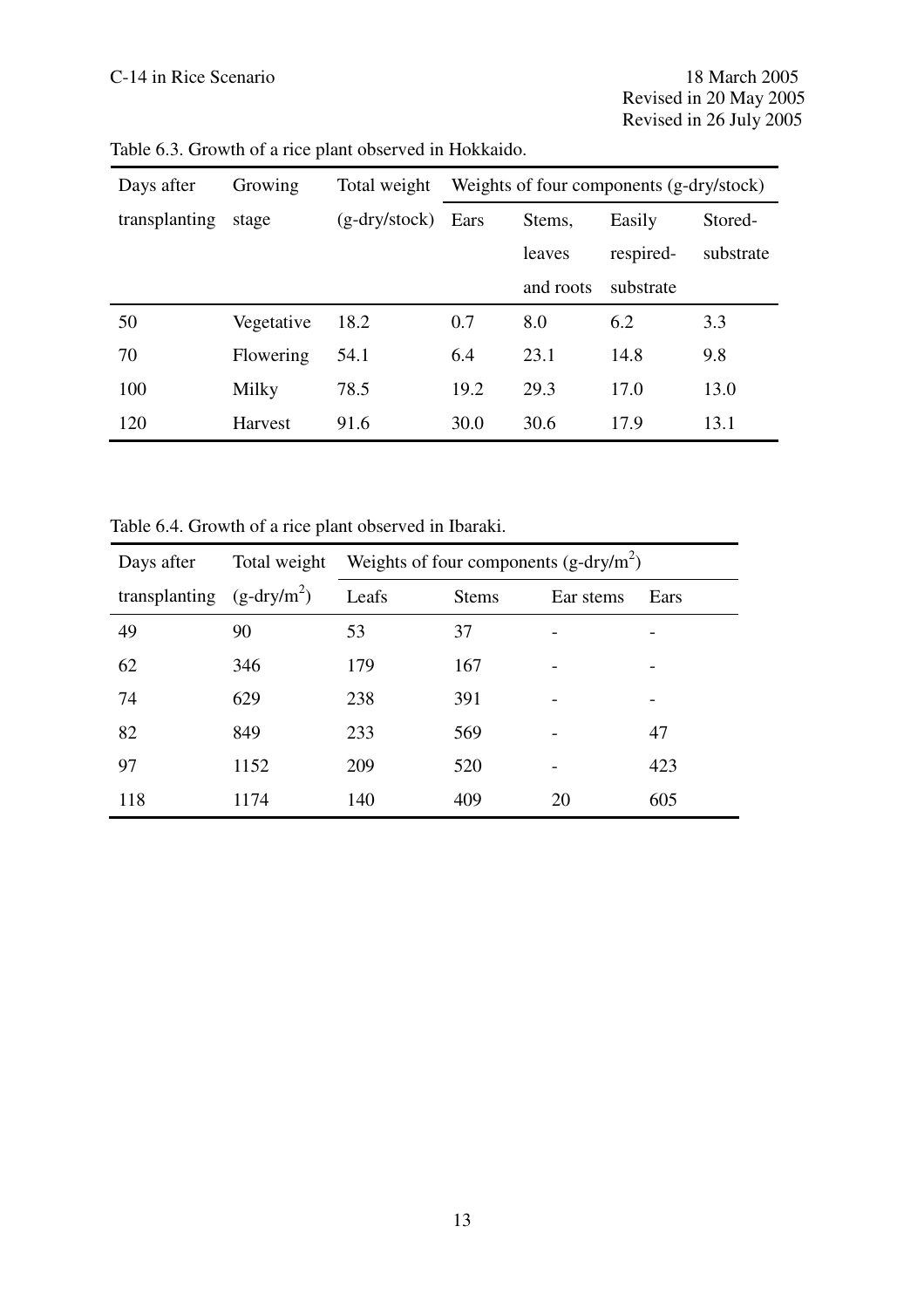Table 6.3. Growth of a rice plant observed in Hokkaido.

| Days after transplanting | Growing stage | Total weight (g-dry/stock) | Weights of four components (g-dry/stock) | | | |
|---|---|---|---|---|---|---|
| | | | Ears | Stems, leaves and roots | Easily respired-substrate | Stored-substrate |
| 50 | Vegetative | 18.2 | 0.7 | 8.0 | 6.2 | 3.3 |
| 70 | Flowering | 54.1 | 6.4 | 23.1 | 14.8 | 9.8 |
| 100 | Milky | 78.5 | 19.2 | 29.3 | 17.0 | 13.0 |
| 120 | Harvest | 91.6 | 30.0 | 30.6 | 17.9 | 13.1 |

Table 6.4. Growth of a rice plant observed in Ibaraki.

| Days after transplanting | Total weight (g-dry/m$^2$) | Weights of four components (g-dry/m$^2$) | | | |
|---|---|---|---|---|---|
| | | Leafs | Stems | Ear stems | Ears |
| 49 | 90 | 53 | 37 | - | - |
| 62 | 346 | 179 | 167 | - | - |
| 74 | 629 | 238 | 391 | - | - |
| 82 | 849 | 233 | 569 | - | 47 |
| 97 | 1152 | 209 | 520 | - | 423 |
| 118 | 1174 | 140 | 409 | 20 | 605 |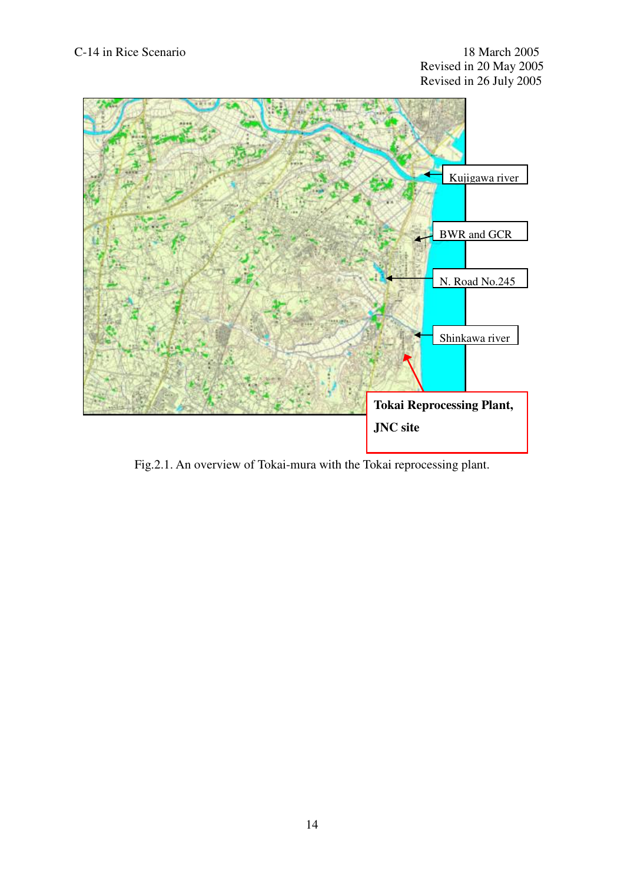Fig.2.1. An overview of Tokai-mura with the Tokai reprocessing plant.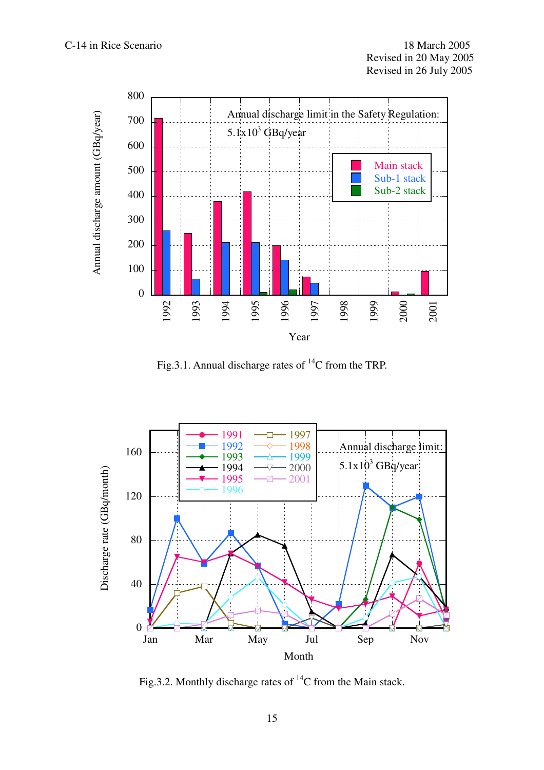Fig.3.1. Annual discharge rates of $^{14}$C from the TRP.

Fig.3.2. Monthly discharge rates of $^{14}$C from the Main stack.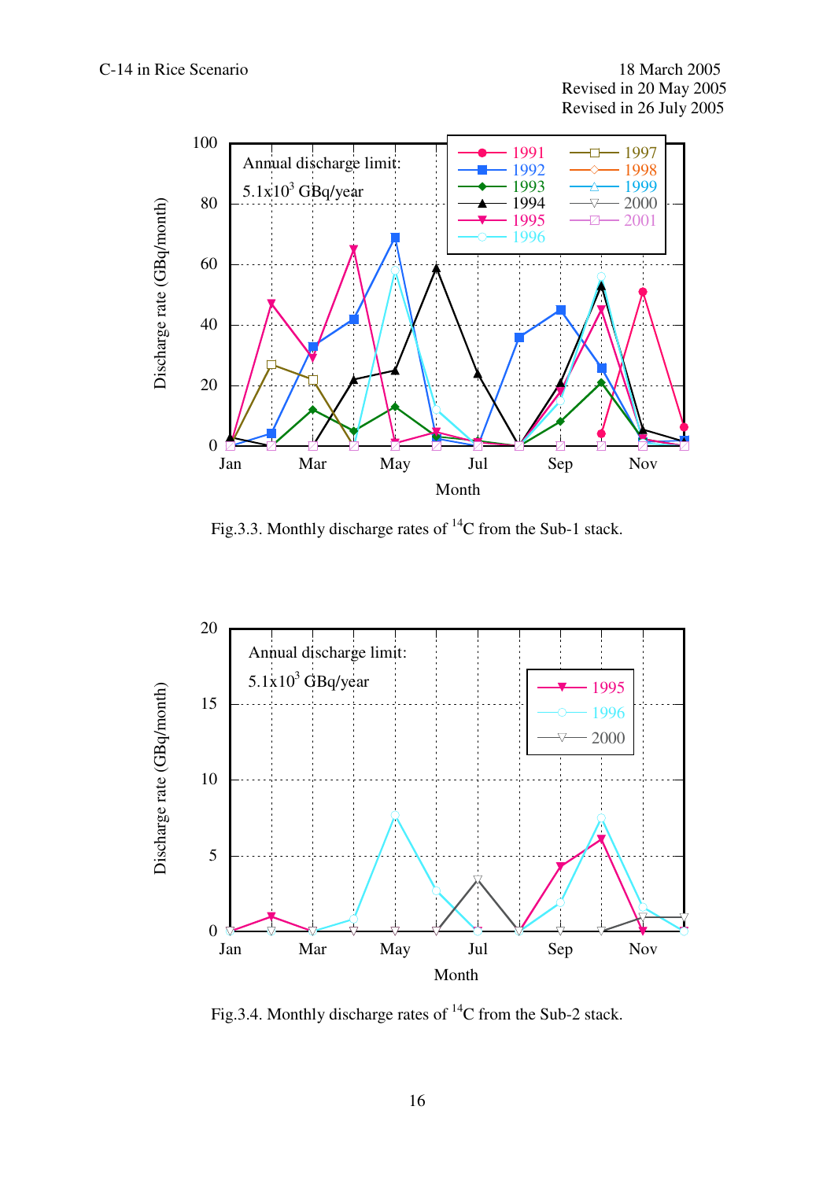Fig.3.3. Monthly discharge rates of $^{14}C$ from the Sub-1 stack.

Fig.3.4. Monthly discharge rates of $^{14}C$ from the Sub-2 stack.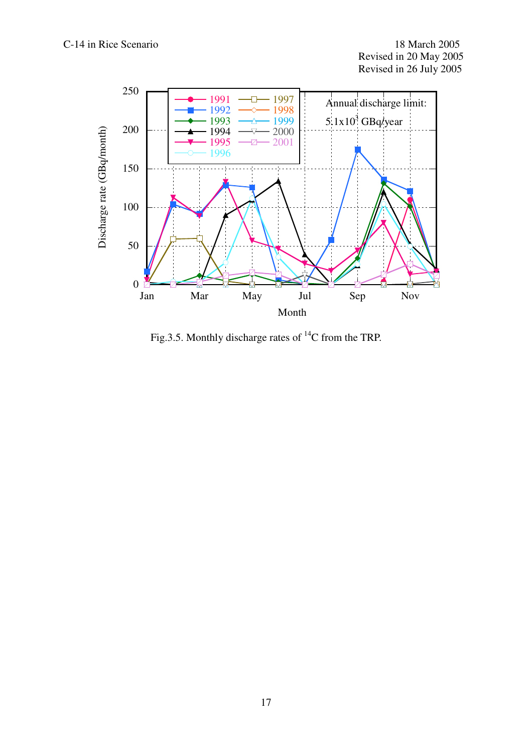Fig.3.5. Monthly discharge rates of $^{14}C$ from the TRP.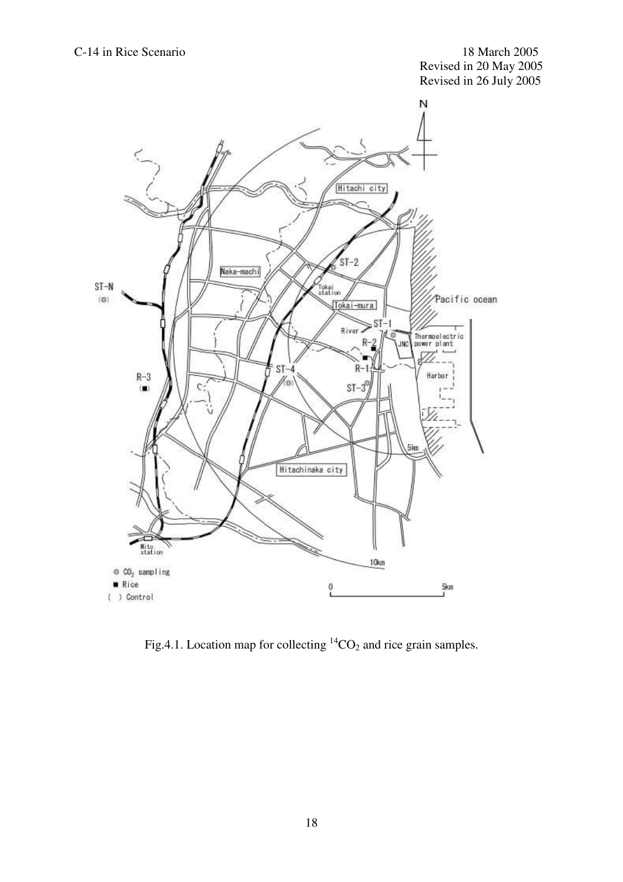Fig.4.1. Location map for collecting $^{14}CO_2$ and rice grain samples.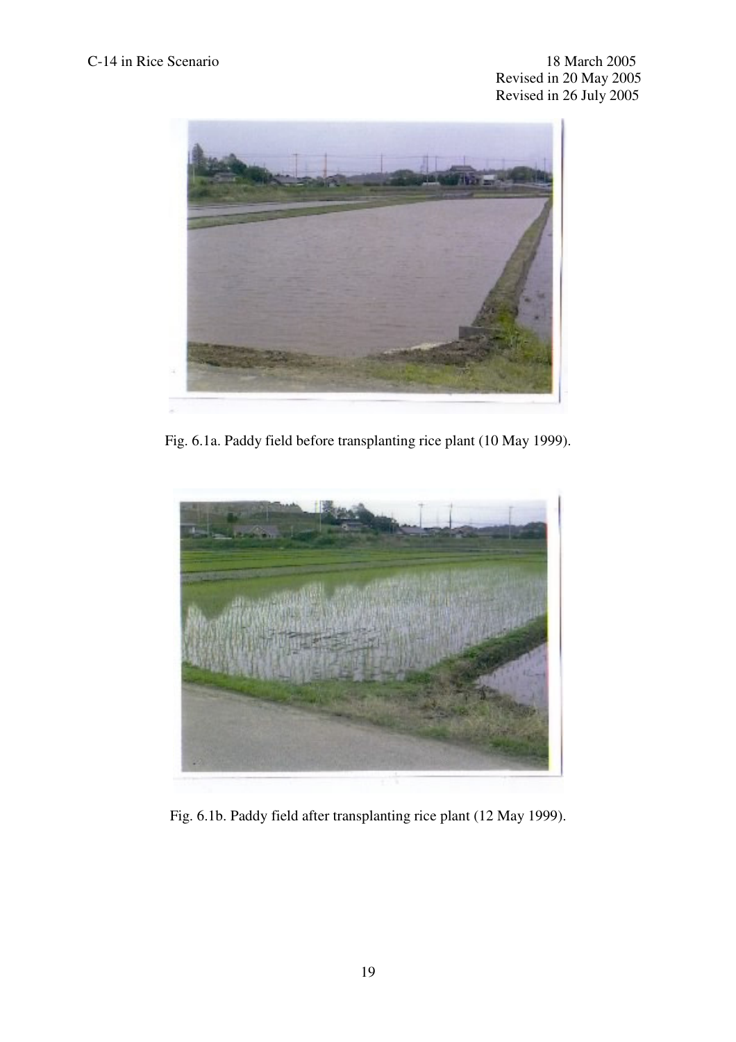Fig. 6.1a. Paddy field before transplanting rice plant (10 May 1999).

Fig. 6.1b. Paddy field after transplanting rice plant (12 May 1999).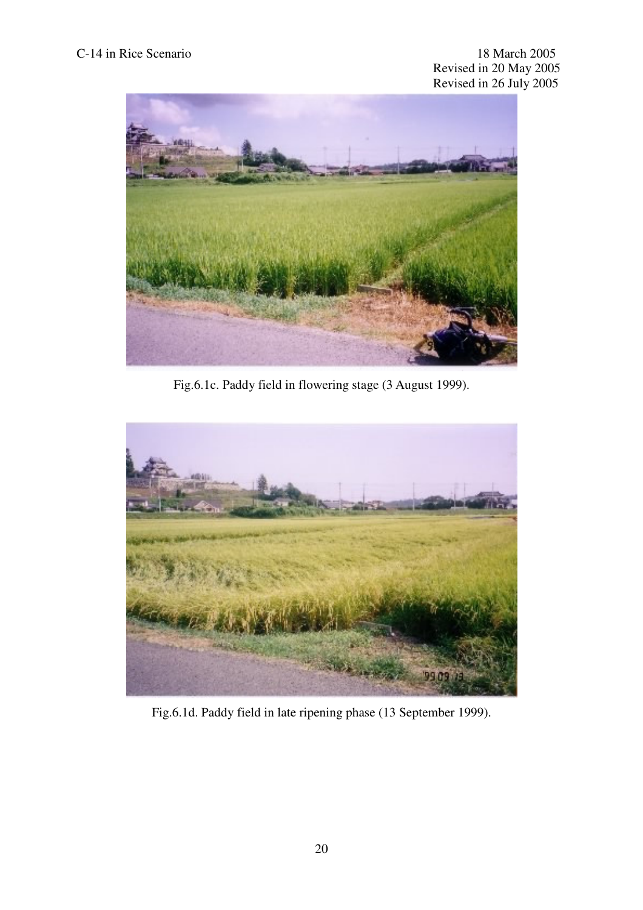Fig.6.1c. Paddy field in flowering stage (3 August 1999).

Fig.6.1d. Paddy field in late ripening phase (13 September 1999).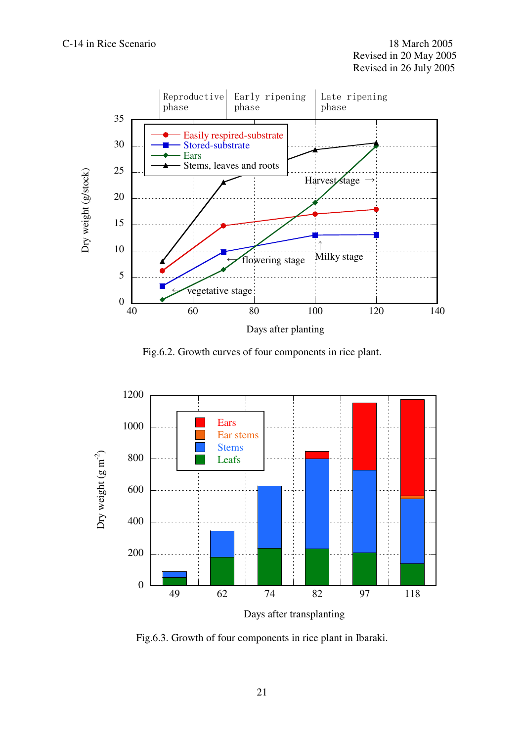Fig.6.2. Growth curves of four components in rice plant.

Fig.6.3. Growth of four components in rice plant in Ibaraki.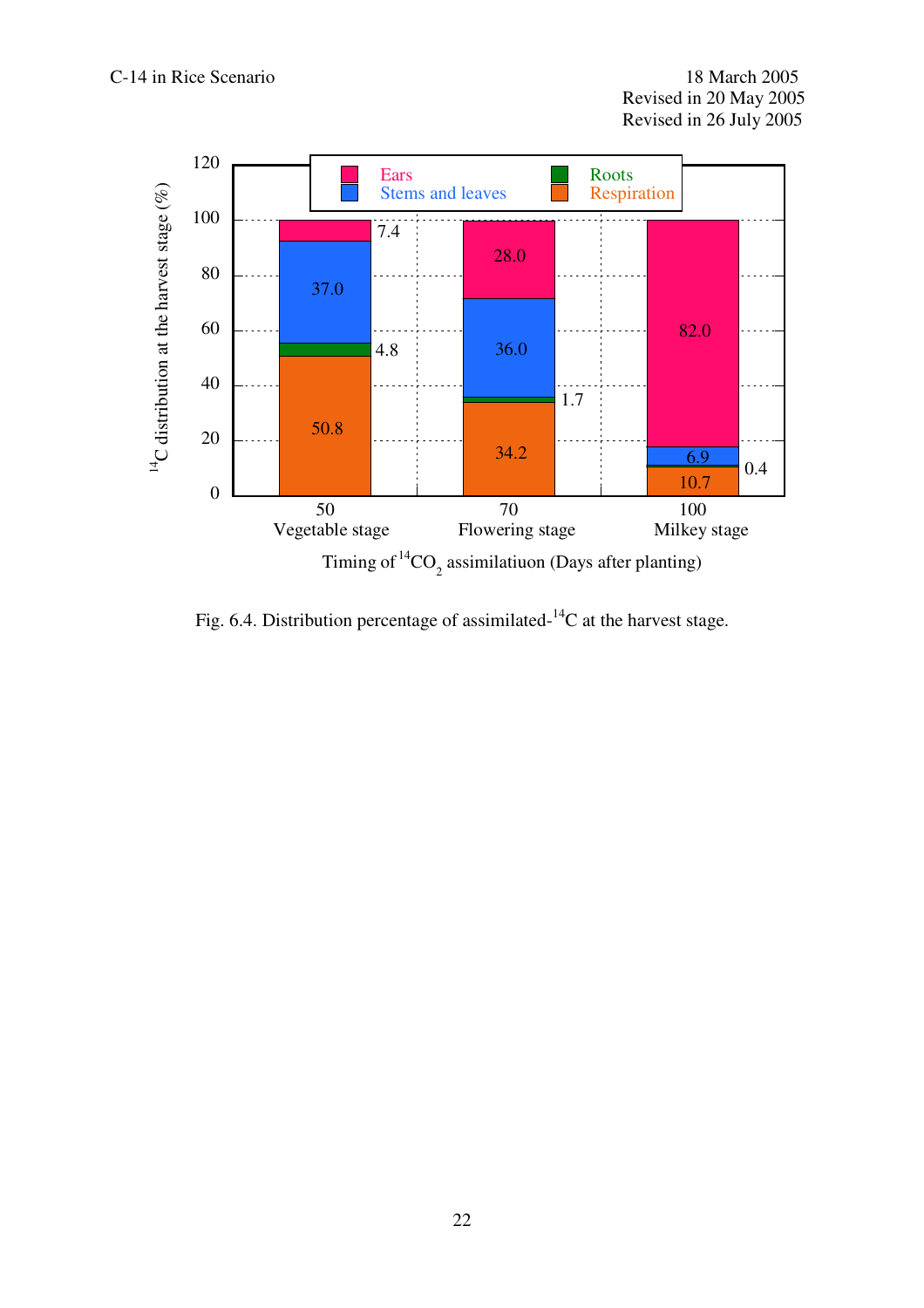Ears
Stems and leaves
Roots
Respiration

120
100
80
60
40
20
0

$^{14}C$ distribution at the harvest stage (%)

7.4
37.0
4.8
50.8

28.0
36.0
1.7
34.2

82.0
6.9
0.4
10.7

50
Vegetable stage

70
Flowering stage

100
Milkey stage

Timing of $^{14}CO_2$ assimilatiuon (Days after planting)

Fig. 6.4. Distribution percentage of assimilated-$^{14}C$ at the harvest stage.